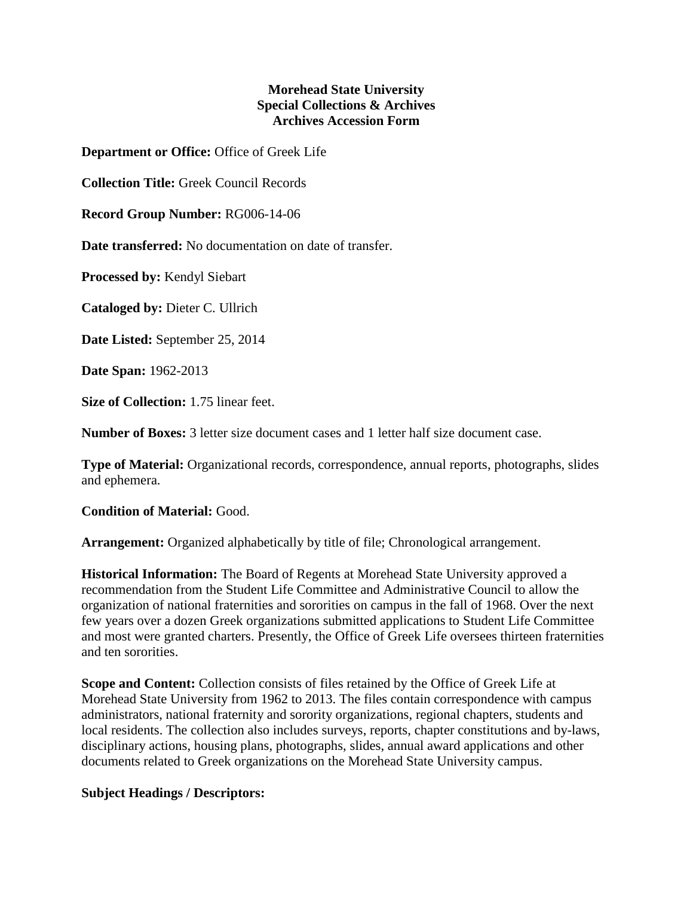**Morehead State University**
**Special Collections & Archives**
**Archives Accession Form**

**Department or Office:** Office of Greek Life

**Collection Title:** Greek Council Records

**Record Group Number:** RG006-14-06

**Date transferred:** No documentation on date of transfer.

**Processed by:** Kendyl Siebart

**Cataloged by:** Dieter C. Ullrich

**Date Listed:** September 25, 2014

**Date Span:** 1962-2013

**Size of Collection:** 1.75 linear feet.

**Number of Boxes:** 3 letter size document cases and 1 letter half size document case.

**Type of Material:** Organizational records, correspondence, annual reports, photographs, slides and ephemera.

**Condition of Material:** Good.

**Arrangement:** Organized alphabetically by title of file; Chronological arrangement.

**Historical Information:** The Board of Regents at Morehead State University approved a recommendation from the Student Life Committee and Administrative Council to allow the organization of national fraternities and sororities on campus in the fall of 1968. Over the next few years over a dozen Greek organizations submitted applications to Student Life Committee and most were granted charters. Presently, the Office of Greek Life oversees thirteen fraternities and ten sororities.

**Scope and Content:** Collection consists of files retained by the Office of Greek Life at Morehead State University from 1962 to 2013. The files contain correspondence with campus administrators, national fraternity and sorority organizations, regional chapters, students and local residents. The collection also includes surveys, reports, chapter constitutions and by-laws, disciplinary actions, housing plans, photographs, slides, annual award applications and other documents related to Greek organizations on the Morehead State University campus.

**Subject Headings / Descriptors:**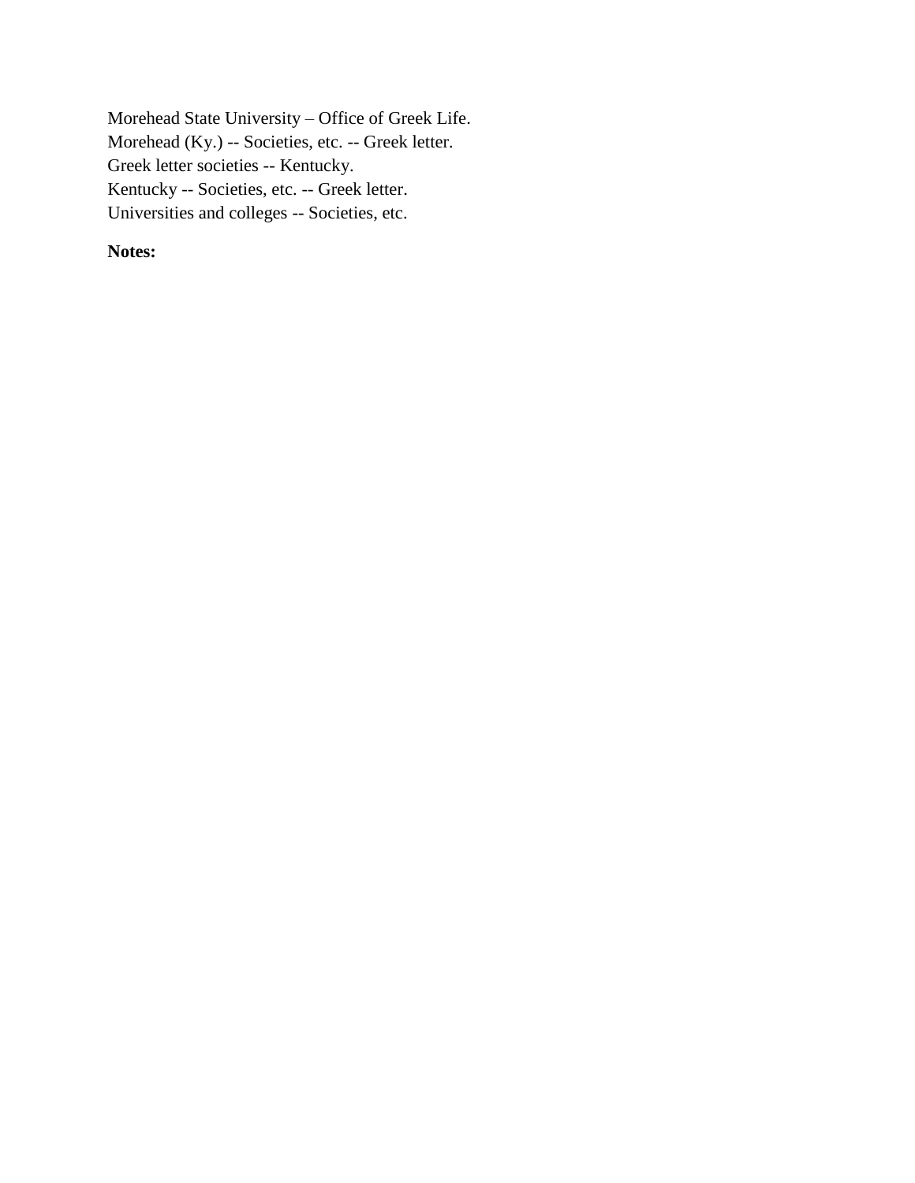Morehead State University – Office of Greek Life.
Morehead (Ky.) -- Societies, etc. -- Greek letter.
Greek letter societies -- Kentucky.
Kentucky -- Societies, etc. -- Greek letter.
Universities and colleges -- Societies, etc.

**Notes:**